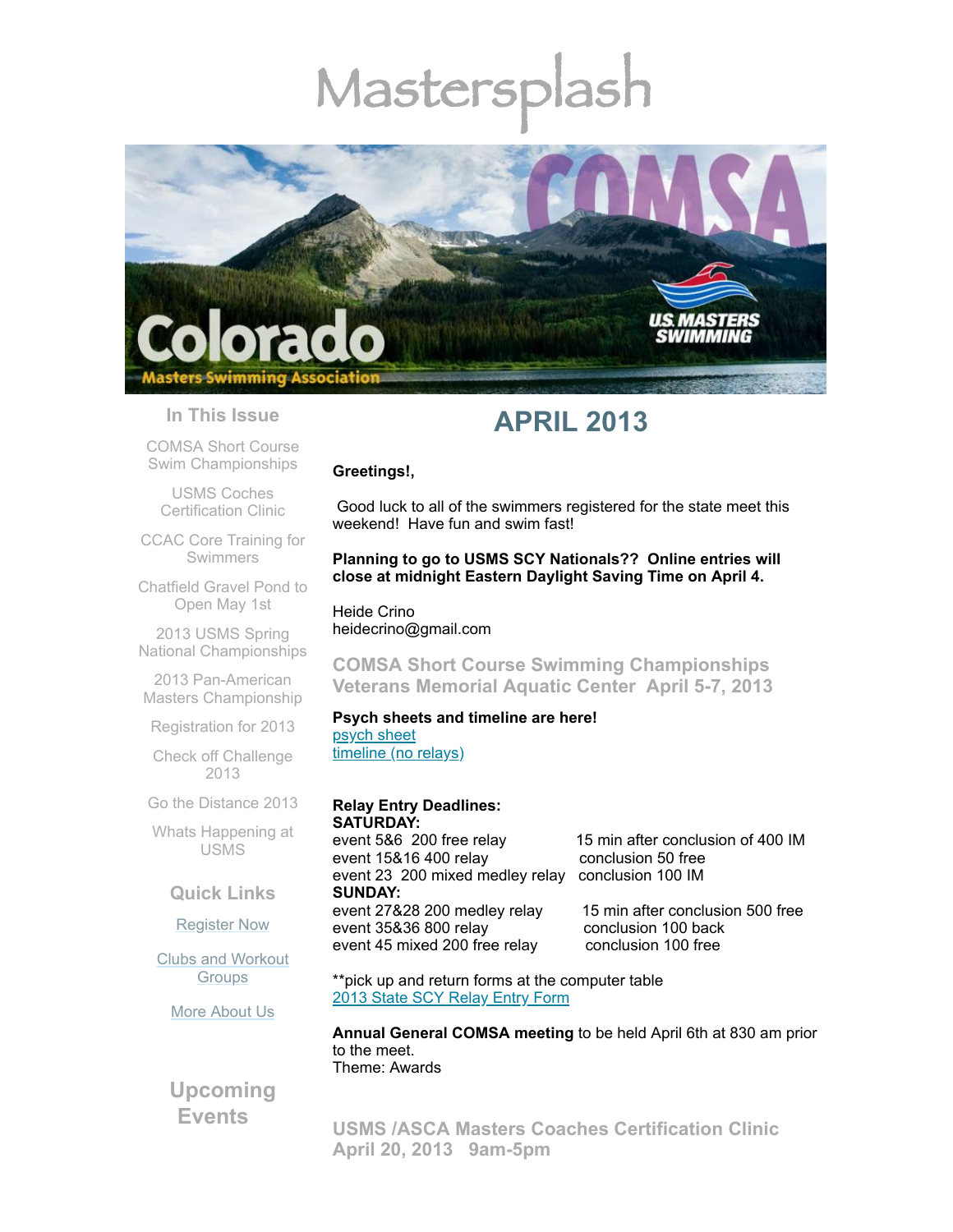# Mastersplash

## In This Issue

COMSA Short Course Swim Championships

USMS Coches Certification Clinic

CCAC Core Training for Swimmers

Chatfield Gravel Pond to Open May 1st

2013 USMS Spring National Championships

2013 Pan-American Masters Championship

Registration for 2013

Check off Challenge 2013

Go the Distance 2013

Whats Happening at USMS

## Quick Links

Register Now

Clubs and Workout Groups

More About Us

## Upcoming Events

# APRIL 2013

**Greetings!,**

Good luck to all of the swimmers registered for the state meet this weekend! Have fun and swim fast!

**Planning to go to USMS SCY Nationals?? Online entries will close at midnight Eastern Daylight Saving Time on April 4.**

Heide Crino
heidecrino@gmail.com

## COMSA Short Course Swimming Championships Veterans Memorial Aquatic Center April 5-7, 2013

**Psych sheets and timeline are here!**
psych sheet
timeline (no relays)

**Relay Entry Deadlines:**
**SATURDAY:**

| | |
|---|---|
| event 5&6 200 free relay | 15 min after conclusion of 400 IM |
| event 15&16 400 relay | conclusion 50 free |
| event 23 200 mixed medley relay | conclusion 100 IM |

**SUNDAY:**

| | |
|---|---|
| event 27&28 200 medley relay | 15 min after conclusion 500 free |
| event 35&36 800 relay | conclusion 100 back |
| event 45 mixed 200 free relay | conclusion 100 free |

**pick up and return forms at the computer table
2013 State SCY Relay Entry Form

**Annual General COMSA meeting** to be held April 6th at 830 am prior to the meet.
Theme: Awards

## USMS /ASCA Masters Coaches Certification Clinic April 20, 2013 9am-5pm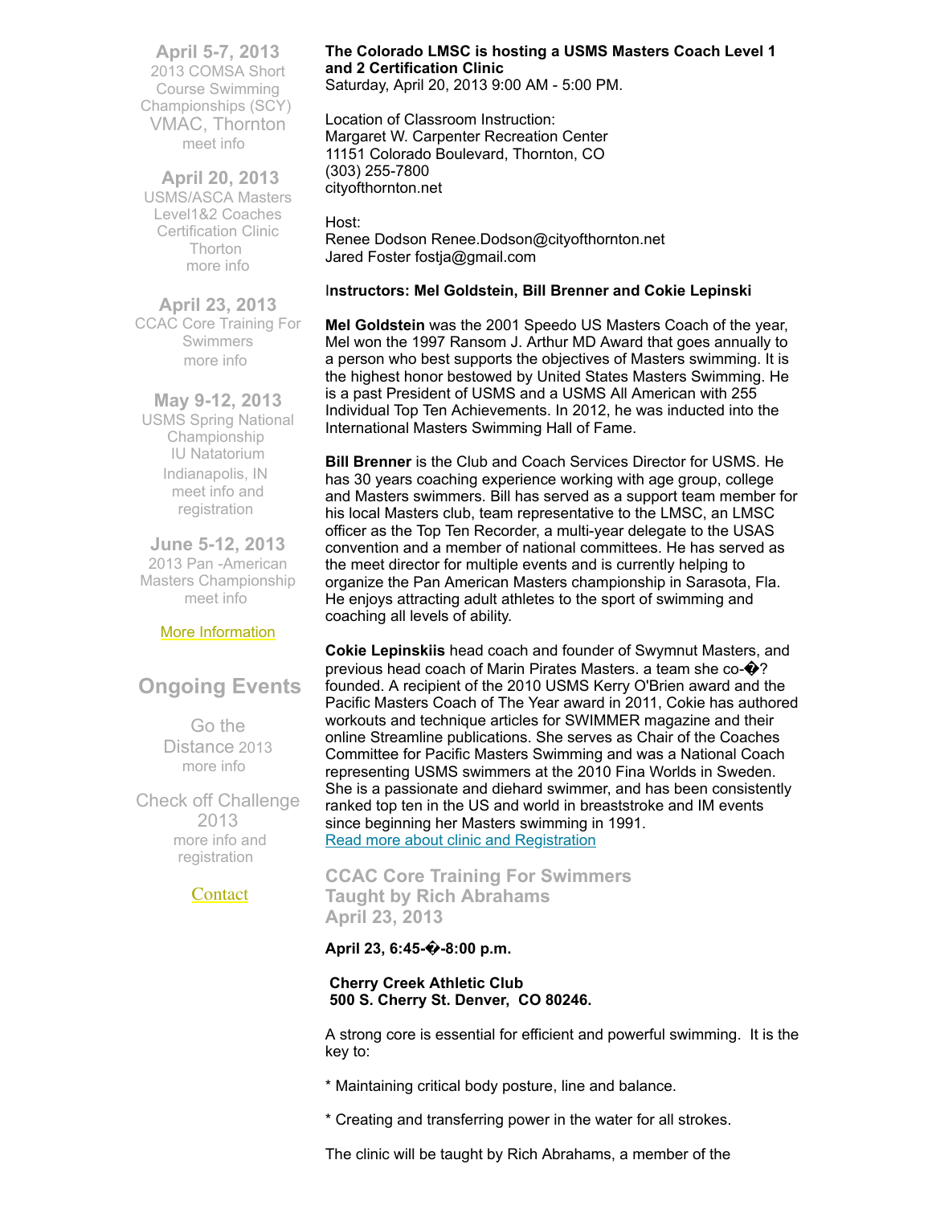**April 5-7, 2013**
2013 COMSA Short Course Swimming Championships (SCY)
VMAC, Thornton
meet info

**April 20, 2013**
USMS/ASCA Masters Level1&2 Coaches Certification Clinic
Thorton
more info

**April 23, 2013**
CCAC Core Training For Swimmers
more info

**May 9-12, 2013**
USMS Spring National Championship
IU Natatorium
Indianapolis, IN
meet info and registration

**June 5-12, 2013**
2013 Pan -American Masters Championship
meet info

More Information

## Ongoing Events

Go the Distance 2013
more info

Check off Challenge 2013
more info and registration

Contact

**The Colorado LMSC is hosting a USMS Masters Coach Level 1 and 2 Certification Clinic**
Saturday, April 20, 2013 9:00 AM - 5:00 PM.

Location of Classroom Instruction:
Margaret W. Carpenter Recreation Center
11151 Colorado Boulevard, Thornton, CO
(303) 255-7800
cityofthornton.net

Host:
Renee Dodson Renee.Dodson@cityofthornton.net
Jared Foster fostja@gmail.com

**Instructors: Mel Goldstein, Bill Brenner and Cokie Lepinski**

**Mel Goldstein** was the 2001 Speedo US Masters Coach of the year, Mel won the 1997 Ransom J. Arthur MD Award that goes annually to a person who best supports the objectives of Masters swimming. It is the highest honor bestowed by United States Masters Swimming. He is a past President of USMS and a USMS All American with 255 Individual Top Ten Achievements. In 2012, he was inducted into the International Masters Swimming Hall of Fame.

**Bill Brenner** is the Club and Coach Services Director for USMS. He has 30 years coaching experience working with age group, college and Masters swimmers. Bill has served as a support team member for his local Masters club, team representative to the LMSC, an LMSC officer as the Top Ten Recorder, a multi-year delegate to the USAS convention and a member of national committees. He has served as the meet director for multiple events and is currently helping to organize the Pan American Masters championship in Sarasota, Fla. He enjoys attracting adult athletes to the sport of swimming and coaching all levels of ability.

**Cokie Lepinskiis** head coach and founder of Swymnut Masters, and previous head coach of Marin Pirates Masters. a team she co-�? founded. A recipient of the 2010 USMS Kerry O'Brien award and the Pacific Masters Coach of The Year award in 2011, Cokie has authored workouts and technique articles for SWIMMER magazine and their online Streamline publications. She serves as Chair of the Coaches Committee for Pacific Masters Swimming and was a National Coach representing USMS swimmers at the 2010 Fina Worlds in Sweden. She is a passionate and diehard swimmer, and has been consistently ranked top ten in the US and world in breaststroke and IM events since beginning her Masters swimming in 1991.
Read more about clinic and Registration

### CCAC Core Training For Swimmers
### Taught by Rich Abrahams
### April 23, 2013

**April 23, 6:45-�-8:00 p.m.**

**Cherry Creek Athletic Club**
**500 S. Cherry St. Denver, CO 80246.**

A strong core is essential for efficient and powerful swimming. It is the key to:

* Maintaining critical body posture, line and balance.

* Creating and transferring power in the water for all strokes.

The clinic will be taught by Rich Abrahams, a member of the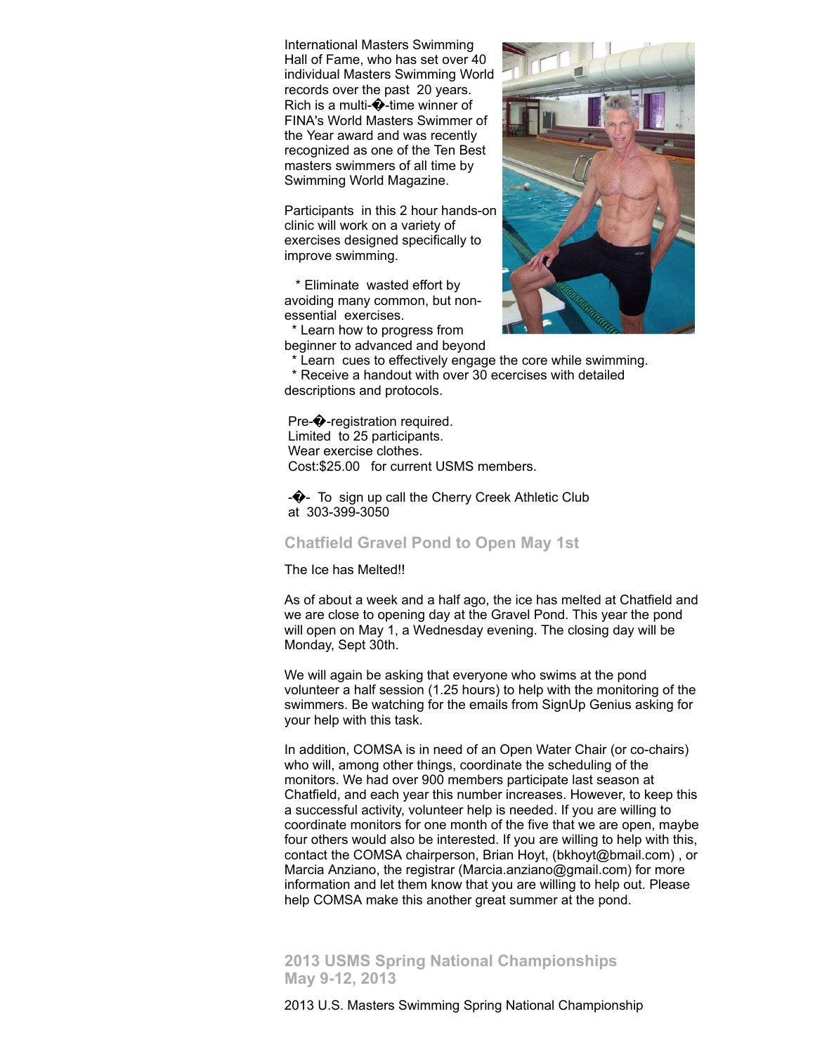International Masters Swimming Hall of Fame, who has set over 40 individual Masters Swimming World records over the past 20 years. Rich is a multi-�-time winner of FINA's World Masters Swimmer of the Year award and was recently recognized as one of the Ten Best masters swimmers of all time by Swimming World Magazine.

Participants in this 2 hour hands-on clinic will work on a variety of exercises designed specifically to improve swimming.

* Eliminate wasted effort by avoiding many common, but non-essential exercises.
* Learn how to progress from beginner to advanced and beyond
* Learn cues to effectively engage the core while swimming.
* Receive a handout with over 30 ecercises with detailed descriptions and protocols.

Pre-�-registration required.
Limited to 25 participants.
Wear exercise clothes.
Cost:$25.00 for current USMS members.

-�- To sign up call the Cherry Creek Athletic Club at 303-399-3050

## Chatfield Gravel Pond to Open May 1st

The Ice has Melted!!

As of about a week and a half ago, the ice has melted at Chatfield and we are close to opening day at the Gravel Pond. This year the pond will open on May 1, a Wednesday evening. The closing day will be Monday, Sept 30th.

We will again be asking that everyone who swims at the pond volunteer a half session (1.25 hours) to help with the monitoring of the swimmers. Be watching for the emails from SignUp Genius asking for your help with this task.

In addition, COMSA is in need of an Open Water Chair (or co-chairs) who will, among other things, coordinate the scheduling of the monitors. We had over 900 members participate last season at Chatfield, and each year this number increases. However, to keep this a successful activity, volunteer help is needed. If you are willing to coordinate monitors for one month of the five that we are open, maybe four others would also be interested. If you are willing to help with this, contact the COMSA chairperson, Brian Hoyt, (bkhoyt@bmail.com) , or Marcia Anziano, the registrar (Marcia.anziano@gmail.com) for more information and let them know that you are willing to help out. Please help COMSA make this another great summer at the pond.

## 2013 USMS Spring National Championships May 9-12, 2013

2013 U.S. Masters Swimming Spring National Championship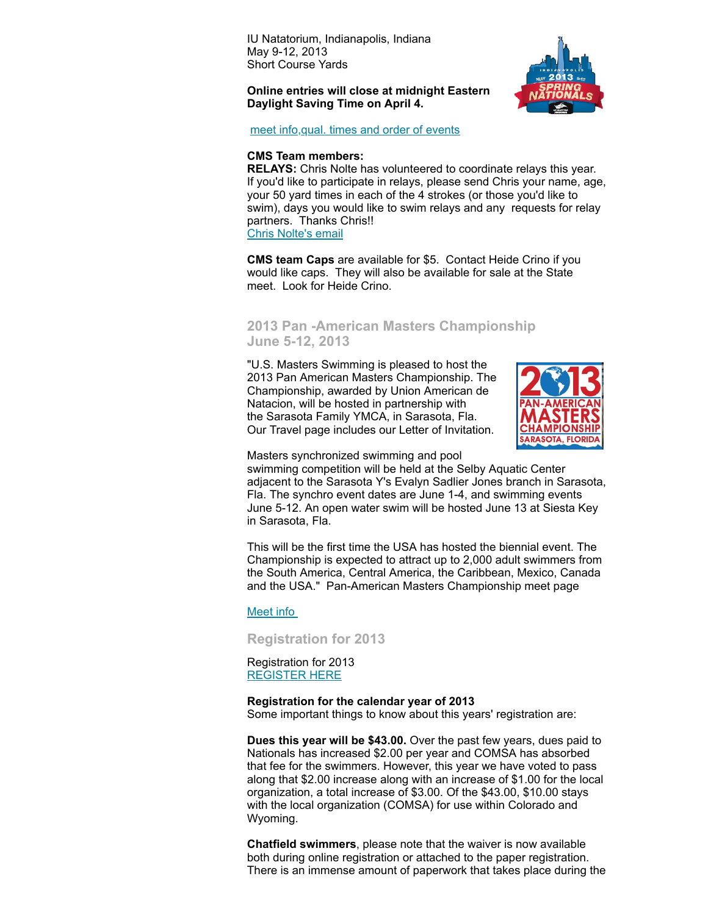IU Natatorium, Indianapolis, Indiana
May 9-12, 2013
Short Course Yards

**Online entries will close at midnight Eastern Daylight Saving Time on April 4.**

meet info,qual. times and order of events

**CMS Team members:**
**RELAYS:** Chris Nolte has volunteered to coordinate relays this year. If you'd like to participate in relays, please send Chris your name, age, your 50 yard times in each of the 4 strokes (or those you'd like to swim), days you would like to swim relays and any requests for relay partners. Thanks Chris!!
Chris Nolte's email

**CMS team Caps** are available for $5. Contact Heide Crino if you would like caps. They will also be available for sale at the State meet. Look for Heide Crino.

## 2013 Pan -American Masters Championship June 5-12, 2013

"U.S. Masters Swimming is pleased to host the 2013 Pan American Masters Championship. The Championship, awarded by Union American de Natacion, will be hosted in partnership with the Sarasota Family YMCA, in Sarasota, Fla. Our Travel page includes our Letter of Invitation.

Masters synchronized swimming and pool swimming competition will be held at the Selby Aquatic Center adjacent to the Sarasota Y's Evalyn Sadlier Jones branch in Sarasota, Fla. The synchro event dates are June 1-4, and swimming events June 5-12. An open water swim will be hosted June 13 at Siesta Key in Sarasota, Fla.

This will be the first time the USA has hosted the biennial event. The Championship is expected to attract up to 2,000 adult swimmers from the South America, Central America, the Caribbean, Mexico, Canada and the USA." Pan-American Masters Championship meet page

Meet info

## Registration for 2013

Registration for 2013
REGISTER HERE

**Registration for the calendar year of 2013**
Some important things to know about this years' registration are:

**Dues this year will be $43.00.** Over the past few years, dues paid to Nationals has increased $2.00 per year and COMSA has absorbed that fee for the swimmers. However, this year we have voted to pass along that $2.00 increase along with an increase of $1.00 for the local organization, a total increase of $3.00. Of the $43.00, $10.00 stays with the local organization (COMSA) for use within Colorado and Wyoming.

**Chatfield swimmers**, please note that the waiver is now available both during online registration or attached to the paper registration. There is an immense amount of paperwork that takes place during the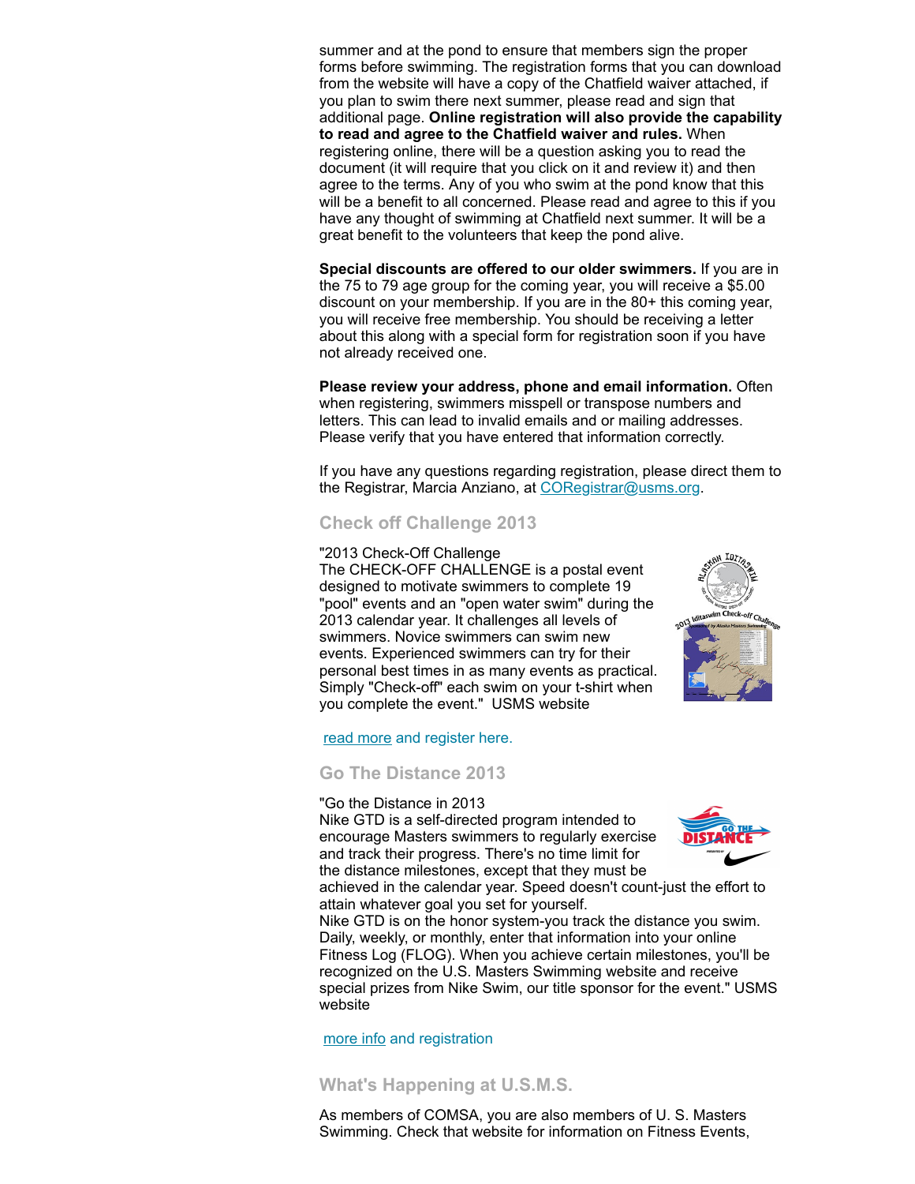summer and at the pond to ensure that members sign the proper forms before swimming. The registration forms that you can download from the website will have a copy of the Chatfield waiver attached, if you plan to swim there next summer, please read and sign that additional page. **Online registration will also provide the capability to read and agree to the Chatfield waiver and rules.** When registering online, there will be a question asking you to read the document (it will require that you click on it and review it) and then agree to the terms. Any of you who swim at the pond know that this will be a benefit to all concerned. Please read and agree to this if you have any thought of swimming at Chatfield next summer. It will be a great benefit to the volunteers that keep the pond alive.

**Special discounts are offered to our older swimmers.** If you are in the 75 to 79 age group for the coming year, you will receive a $5.00 discount on your membership. If you are in the 80+ this coming year, you will receive free membership. You should be receiving a letter about this along with a special form for registration soon if you have not already received one.

**Please review your address, phone and email information.** Often when registering, swimmers misspell or transpose numbers and letters. This can lead to invalid emails and or mailing addresses. Please verify that you have entered that information correctly.

If you have any questions regarding registration, please direct them to the Registrar, Marcia Anziano, at CORegistrar@usms.org.

## Check off Challenge 2013

"2013 Check-Off Challenge
The CHECK-OFF CHALLENGE is a postal event designed to motivate swimmers to complete 19 "pool" events and an "open water swim" during the 2013 calendar year. It challenges all levels of swimmers. Novice swimmers can swim new events. Experienced swimmers can try for their personal best times in as many events as practical. Simply "Check-off" each swim on your t-shirt when you complete the event." USMS website

read more and register here.

## Go The Distance 2013

"Go the Distance in 2013
Nike GTD is a self-directed program intended to encourage Masters swimmers to regularly exercise and track their progress. There's no time limit for the distance milestones, except that they must be achieved in the calendar year. Speed doesn't count-just the effort to attain whatever goal you set for yourself.
Nike GTD is on the honor system-you track the distance you swim. Daily, weekly, or monthly, enter that information into your online Fitness Log (FLOG). When you achieve certain milestones, you'll be recognized on the U.S. Masters Swimming website and receive special prizes from Nike Swim, our title sponsor for the event." USMS website

more info and registration

## What's Happening at U.S.M.S.

As members of COMSA, you are also members of U. S. Masters Swimming. Check that website for information on Fitness Events,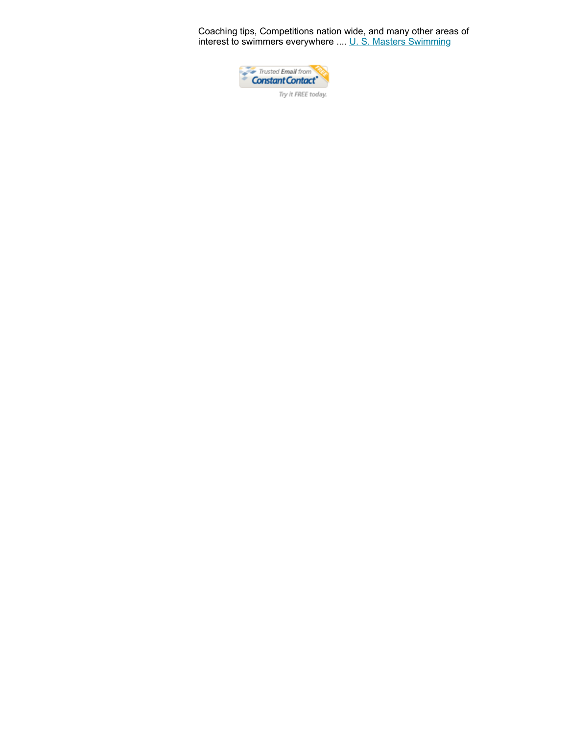Coaching tips, Competitions nation wide, and many other areas of interest to swimmers everywhere .... U. S. Masters Swimming

Trusted Email from Constant Contact
Try it FREE today.